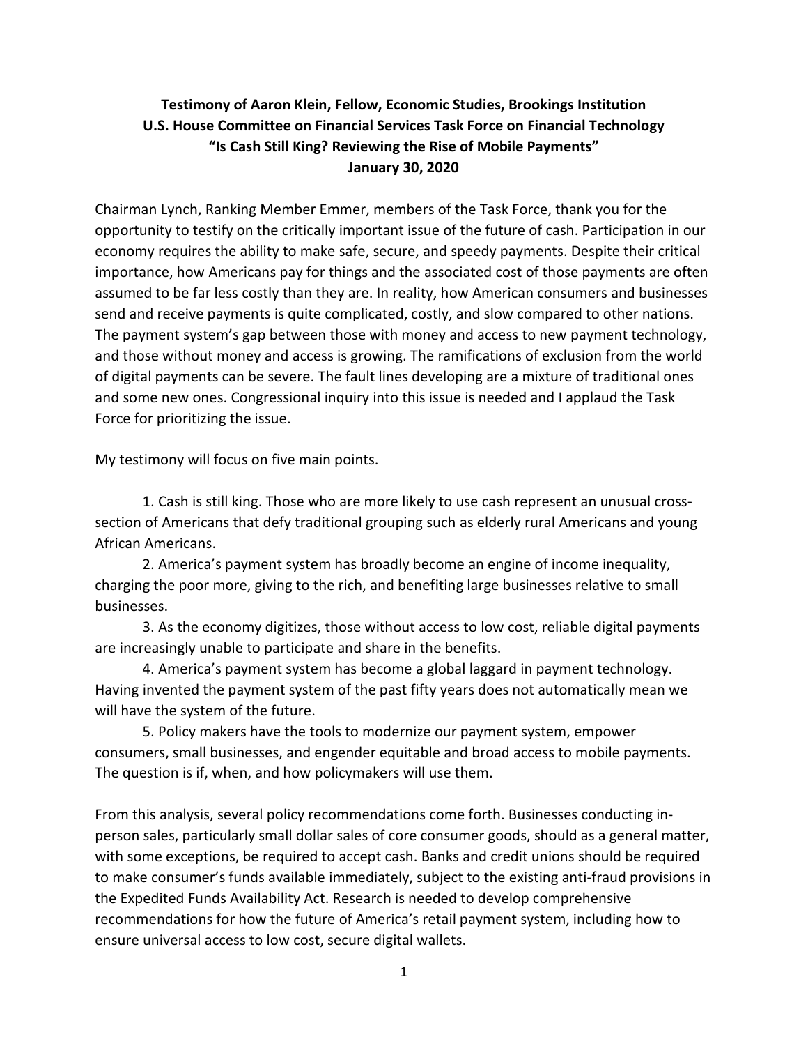**Testimony of Aaron Klein, Fellow, Economic Studies, Brookings Institution**
**U.S. House Committee on Financial Services Task Force on Financial Technology**
**"Is Cash Still King? Reviewing the Rise of Mobile Payments"**
**January 30, 2020**

Chairman Lynch, Ranking Member Emmer, members of the Task Force, thank you for the opportunity to testify on the critically important issue of the future of cash. Participation in our economy requires the ability to make safe, secure, and speedy payments. Despite their critical importance, how Americans pay for things and the associated cost of those payments are often assumed to be far less costly than they are. In reality, how American consumers and businesses send and receive payments is quite complicated, costly, and slow compared to other nations. The payment system's gap between those with money and access to new payment technology, and those without money and access is growing. The ramifications of exclusion from the world of digital payments can be severe. The fault lines developing are a mixture of traditional ones and some new ones. Congressional inquiry into this issue is needed and I applaud the Task Force for prioritizing the issue.

My testimony will focus on five main points.

1. Cash is still king. Those who are more likely to use cash represent an unusual cross-section of Americans that defy traditional grouping such as elderly rural Americans and young African Americans.
2. America's payment system has broadly become an engine of income inequality, charging the poor more, giving to the rich, and benefiting large businesses relative to small businesses.
3. As the economy digitizes, those without access to low cost, reliable digital payments are increasingly unable to participate and share in the benefits.
4. America's payment system has become a global laggard in payment technology. Having invented the payment system of the past fifty years does not automatically mean we will have the system of the future.
5. Policy makers have the tools to modernize our payment system, empower consumers, small businesses, and engender equitable and broad access to mobile payments. The question is if, when, and how policymakers will use them.

From this analysis, several policy recommendations come forth. Businesses conducting in-person sales, particularly small dollar sales of core consumer goods, should as a general matter, with some exceptions, be required to accept cash. Banks and credit unions should be required to make consumer's funds available immediately, subject to the existing anti-fraud provisions in the Expedited Funds Availability Act. Research is needed to develop comprehensive recommendations for how the future of America's retail payment system, including how to ensure universal access to low cost, secure digital wallets.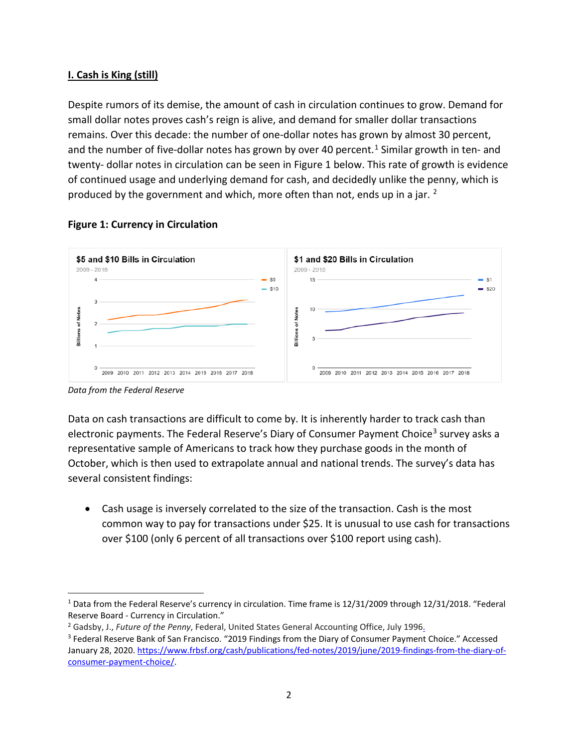## I. Cash is King (still)

Despite rumors of its demise, the amount of cash in circulation continues to grow. Demand for small dollar notes proves cash's reign is alive, and demand for smaller dollar transactions remains. Over this decade: the number of one-dollar notes has grown by almost 30 percent, and the number of five-dollar notes has grown by over 40 percent.[1] Similar growth in ten- and twenty- dollar notes in circulation can be seen in Figure 1 below. This rate of growth is evidence of continued usage and underlying demand for cash, and decidedly unlike the penny, which is produced by the government and which, more often than not, ends up in a jar. [2]

**Figure 1: Currency in Circulation**

*Data from the Federal Reserve*

Data on cash transactions are difficult to come by. It is inherently harder to track cash than electronic payments. The Federal Reserve's Diary of Consumer Payment Choice[3] survey asks a representative sample of Americans to track how they purchase goods in the month of October, which is then used to extrapolate annual and national trends. The survey's data has several consistent findings:

- Cash usage is inversely correlated to the size of the transaction. Cash is the most common way to pay for transactions under $25. It is unusual to use cash for transactions over $100 (only 6 percent of all transactions over $100 report using cash).

---

[1] Data from the Federal Reserve's currency in circulation. Time frame is 12/31/2009 through 12/31/2018. "Federal Reserve Board - Currency in Circulation."

[2] Gadsby, J., *Future of the Penny*, Federal, United States General Accounting Office, July 1996.

[3] Federal Reserve Bank of San Francisco. "2019 Findings from the Diary of Consumer Payment Choice." Accessed January 28, 2020. https://www.frbsf.org/cash/publications/fed-notes/2019/june/2019-findings-from-the-diary-of-consumer-payment-choice/.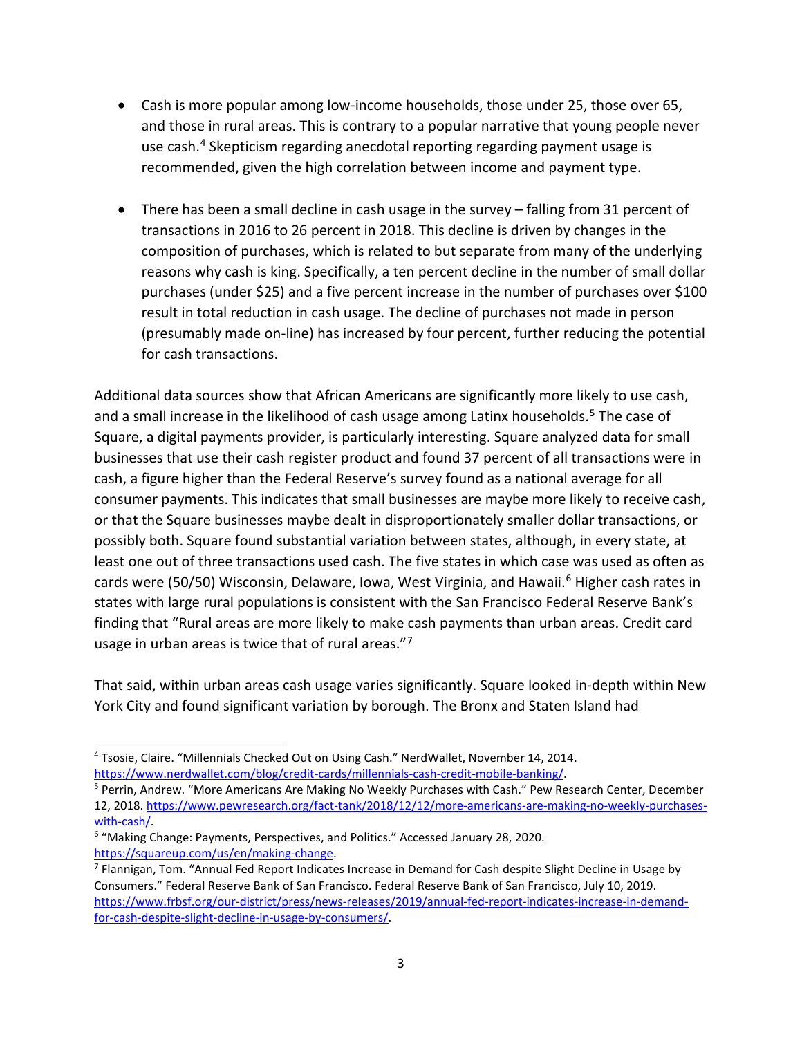- Cash is more popular among low-income households, those under 25, those over 65, and those in rural areas. This is contrary to a popular narrative that young people never use cash.[4] Skepticism regarding anecdotal reporting regarding payment usage is recommended, given the high correlation between income and payment type.

- There has been a small decline in cash usage in the survey – falling from 31 percent of transactions in 2016 to 26 percent in 2018. This decline is driven by changes in the composition of purchases, which is related to but separate from many of the underlying reasons why cash is king. Specifically, a ten percent decline in the number of small dollar purchases (under $25) and a five percent increase in the number of purchases over $100 result in total reduction in cash usage. The decline of purchases not made in person (presumably made on-line) has increased by four percent, further reducing the potential for cash transactions.

Additional data sources show that African Americans are significantly more likely to use cash, and a small increase in the likelihood of cash usage among Latinx households.[5] The case of Square, a digital payments provider, is particularly interesting. Square analyzed data for small businesses that use their cash register product and found 37 percent of all transactions were in cash, a figure higher than the Federal Reserve's survey found as a national average for all consumer payments. This indicates that small businesses are maybe more likely to receive cash, or that the Square businesses maybe dealt in disproportionately smaller dollar transactions, or possibly both. Square found substantial variation between states, although, in every state, at least one out of three transactions used cash. The five states in which case was used as often as cards were (50/50) Wisconsin, Delaware, Iowa, West Virginia, and Hawaii.[6] Higher cash rates in states with large rural populations is consistent with the San Francisco Federal Reserve Bank's finding that "Rural areas are more likely to make cash payments than urban areas. Credit card usage in urban areas is twice that of rural areas."[7]

That said, within urban areas cash usage varies significantly. Square looked in-depth within New York City and found significant variation by borough. The Bronx and Staten Island had

---

[4] Tsosie, Claire. "Millennials Checked Out on Using Cash." NerdWallet, November 14, 2014. https://www.nerdwallet.com/blog/credit-cards/millennials-cash-credit-mobile-banking/.

[5] Perrin, Andrew. "More Americans Are Making No Weekly Purchases with Cash." Pew Research Center, December 12, 2018. https://www.pewresearch.org/fact-tank/2018/12/12/more-americans-are-making-no-weekly-purchases-with-cash/.

[6] "Making Change: Payments, Perspectives, and Politics." Accessed January 28, 2020. https://squareup.com/us/en/making-change.

[7] Flannigan, Tom. "Annual Fed Report Indicates Increase in Demand for Cash despite Slight Decline in Usage by Consumers." Federal Reserve Bank of San Francisco. Federal Reserve Bank of San Francisco, July 10, 2019. https://www.frbsf.org/our-district/press/news-releases/2019/annual-fed-report-indicates-increase-in-demand-for-cash-despite-slight-decline-in-usage-by-consumers/.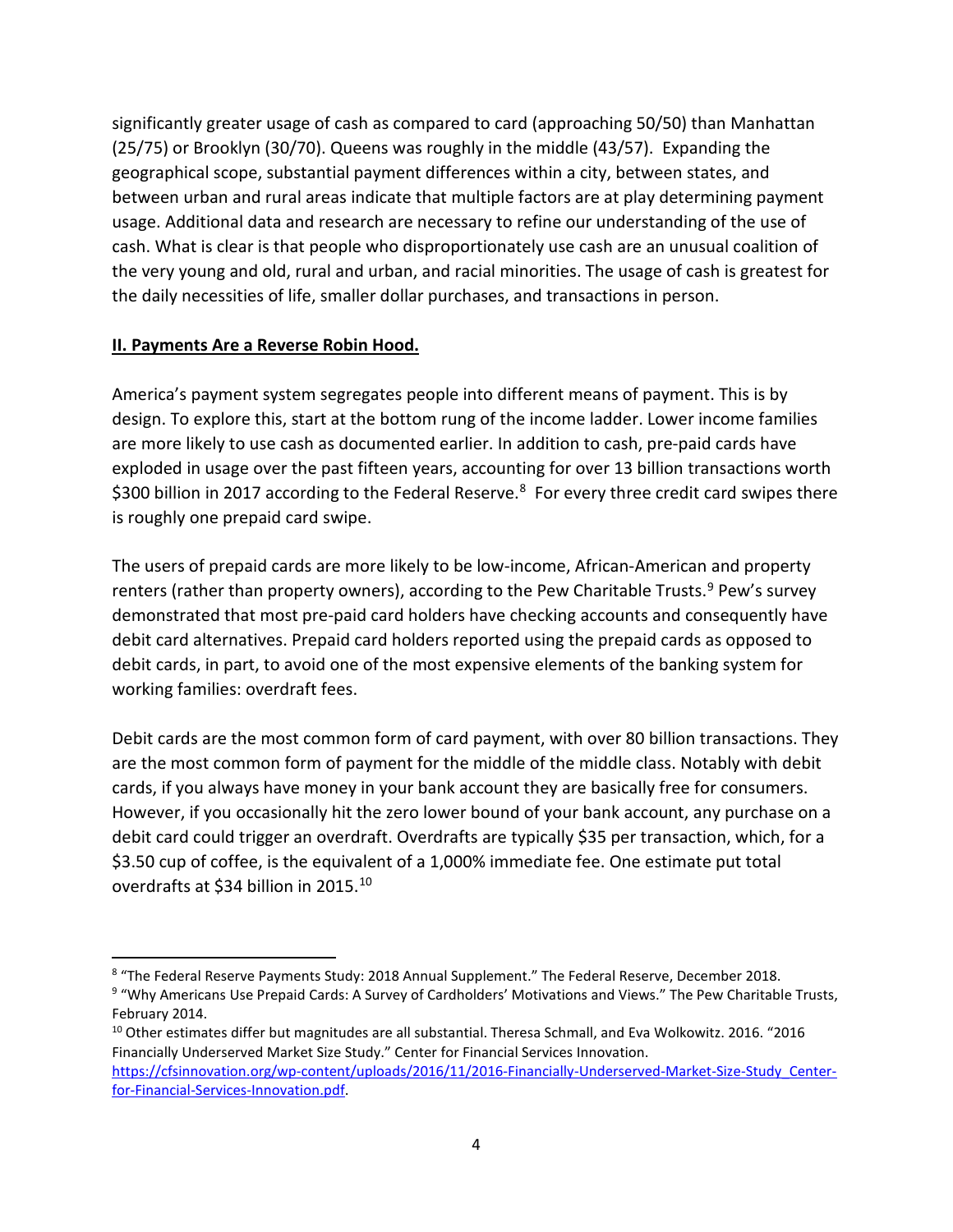significantly greater usage of cash as compared to card (approaching 50/50) than Manhattan (25/75) or Brooklyn (30/70). Queens was roughly in the middle (43/57). Expanding the geographical scope, substantial payment differences within a city, between states, and between urban and rural areas indicate that multiple factors are at play determining payment usage. Additional data and research are necessary to refine our understanding of the use of cash. What is clear is that people who disproportionately use cash are an unusual coalition of the very young and old, rural and urban, and racial minorities. The usage of cash is greatest for the daily necessities of life, smaller dollar purchases, and transactions in person.

## **II. Payments Are a Reverse Robin Hood.**

America's payment system segregates people into different means of payment. This is by design. To explore this, start at the bottom rung of the income ladder. Lower income families are more likely to use cash as documented earlier. In addition to cash, pre-paid cards have exploded in usage over the past fifteen years, accounting for over 13 billion transactions worth $300 billion in 2017 according to the Federal Reserve.[8] For every three credit card swipes there is roughly one prepaid card swipe.

The users of prepaid cards are more likely to be low-income, African-American and property renters (rather than property owners), according to the Pew Charitable Trusts.[9] Pew's survey demonstrated that most pre-paid card holders have checking accounts and consequently have debit card alternatives. Prepaid card holders reported using the prepaid cards as opposed to debit cards, in part, to avoid one of the most expensive elements of the banking system for working families: overdraft fees.

Debit cards are the most common form of card payment, with over 80 billion transactions. They are the most common form of payment for the middle of the middle class. Notably with debit cards, if you always have money in your bank account they are basically free for consumers. However, if you occasionally hit the zero lower bound of your bank account, any purchase on a debit card could trigger an overdraft. Overdrafts are typically $35 per transaction, which, for a $3.50 cup of coffee, is the equivalent of a 1,000% immediate fee. One estimate put total overdrafts at $34 billion in 2015.[10]

---

[8] "The Federal Reserve Payments Study: 2018 Annual Supplement." The Federal Reserve, December 2018.

[9] "Why Americans Use Prepaid Cards: A Survey of Cardholders' Motivations and Views." The Pew Charitable Trusts, February 2014.

[10] Other estimates differ but magnitudes are all substantial. Theresa Schmall, and Eva Wolkowitz. 2016. "2016 Financially Underserved Market Size Study." Center for Financial Services Innovation. https://cfsinnovation.org/wp-content/uploads/2016/11/2016-Financially-Underserved-Market-Size-Study_Center-for-Financial-Services-Innovation.pdf.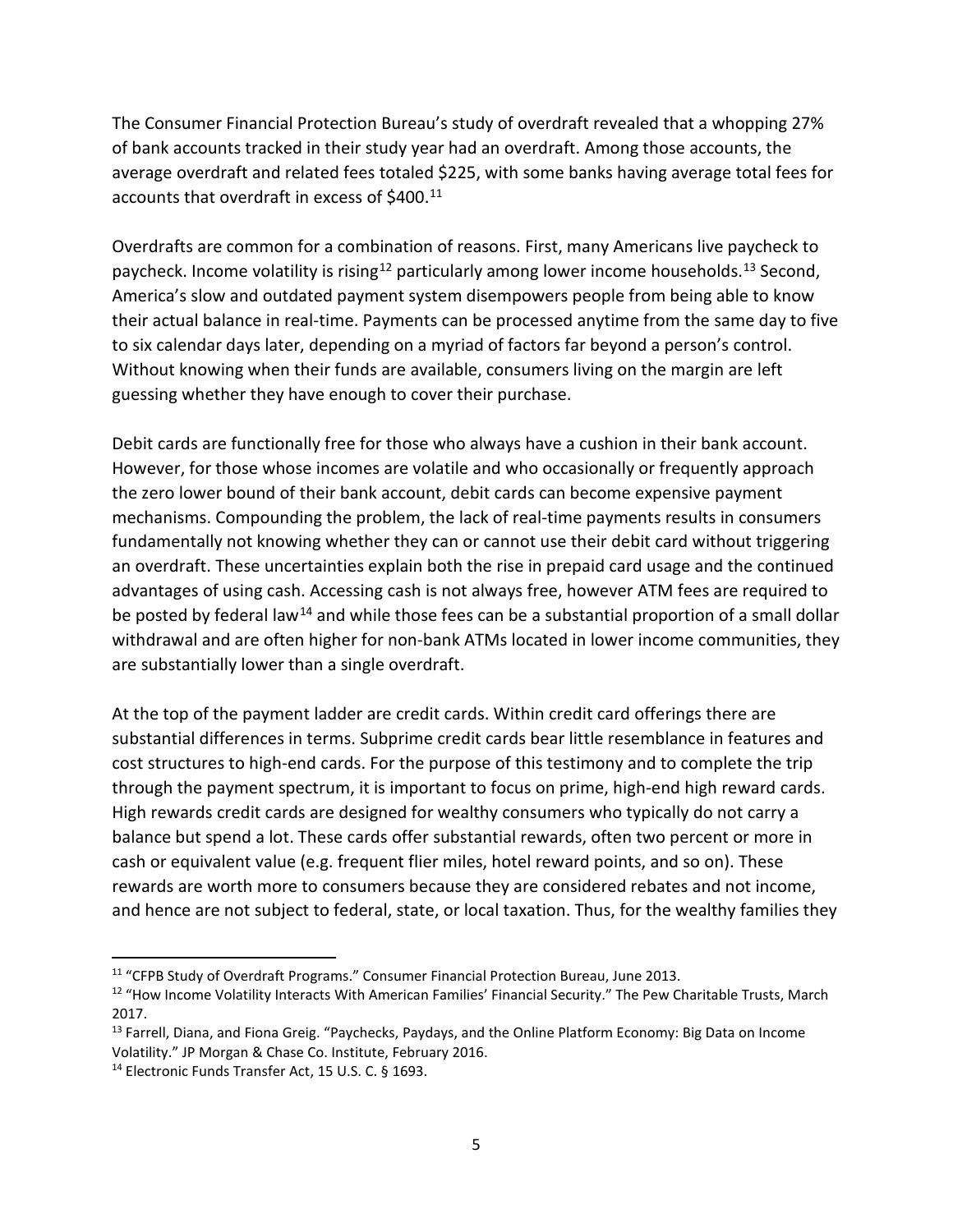The Consumer Financial Protection Bureau's study of overdraft revealed that a whopping 27% of bank accounts tracked in their study year had an overdraft. Among those accounts, the average overdraft and related fees totaled $225, with some banks having average total fees for accounts that overdraft in excess of $400.[11]

Overdrafts are common for a combination of reasons. First, many Americans live paycheck to paycheck. Income volatility is rising[12] particularly among lower income households.[13] Second, America's slow and outdated payment system disempowers people from being able to know their actual balance in real-time. Payments can be processed anytime from the same day to five to six calendar days later, depending on a myriad of factors far beyond a person's control. Without knowing when their funds are available, consumers living on the margin are left guessing whether they have enough to cover their purchase.

Debit cards are functionally free for those who always have a cushion in their bank account. However, for those whose incomes are volatile and who occasionally or frequently approach the zero lower bound of their bank account, debit cards can become expensive payment mechanisms. Compounding the problem, the lack of real-time payments results in consumers fundamentally not knowing whether they can or cannot use their debit card without triggering an overdraft. These uncertainties explain both the rise in prepaid card usage and the continued advantages of using cash. Accessing cash is not always free, however ATM fees are required to be posted by federal law[14] and while those fees can be a substantial proportion of a small dollar withdrawal and are often higher for non-bank ATMs located in lower income communities, they are substantially lower than a single overdraft.

At the top of the payment ladder are credit cards. Within credit card offerings there are substantial differences in terms. Subprime credit cards bear little resemblance in features and cost structures to high-end cards. For the purpose of this testimony and to complete the trip through the payment spectrum, it is important to focus on prime, high-end high reward cards. High rewards credit cards are designed for wealthy consumers who typically do not carry a balance but spend a lot. These cards offer substantial rewards, often two percent or more in cash or equivalent value (e.g. frequent flier miles, hotel reward points, and so on). These rewards are worth more to consumers because they are considered rebates and not income, and hence are not subject to federal, state, or local taxation. Thus, for the wealthy families they

---

[11] "CFPB Study of Overdraft Programs." Consumer Financial Protection Bureau, June 2013.

[12] "How Income Volatility Interacts With American Families' Financial Security." The Pew Charitable Trusts, March 2017.

[13] Farrell, Diana, and Fiona Greig. "Paychecks, Paydays, and the Online Platform Economy: Big Data on Income Volatility." JP Morgan & Chase Co. Institute, February 2016.

[14] Electronic Funds Transfer Act, 15 U.S. C. § 1693.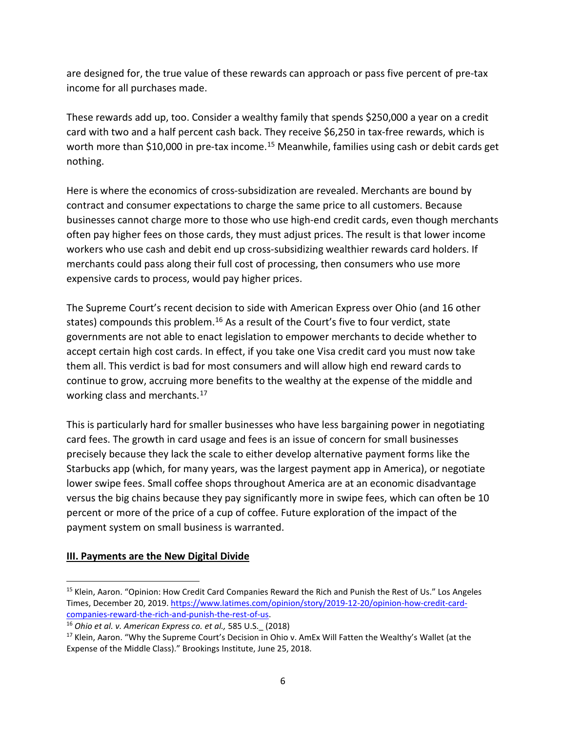are designed for, the true value of these rewards can approach or pass five percent of pre-tax income for all purchases made.

These rewards add up, too. Consider a wealthy family that spends $250,000 a year on a credit card with two and a half percent cash back. They receive $6,250 in tax-free rewards, which is worth more than $10,000 in pre-tax income.[15] Meanwhile, families using cash or debit cards get nothing.

Here is where the economics of cross-subsidization are revealed. Merchants are bound by contract and consumer expectations to charge the same price to all customers. Because businesses cannot charge more to those who use high-end credit cards, even though merchants often pay higher fees on those cards, they must adjust prices. The result is that lower income workers who use cash and debit end up cross-subsidizing wealthier rewards card holders. If merchants could pass along their full cost of processing, then consumers who use more expensive cards to process, would pay higher prices.

The Supreme Court's recent decision to side with American Express over Ohio (and 16 other states) compounds this problem.[16] As a result of the Court's five to four verdict, state governments are not able to enact legislation to empower merchants to decide whether to accept certain high cost cards. In effect, if you take one Visa credit card you must now take them all. This verdict is bad for most consumers and will allow high end reward cards to continue to grow, accruing more benefits to the wealthy at the expense of the middle and working class and merchants.[17]

This is particularly hard for smaller businesses who have less bargaining power in negotiating card fees. The growth in card usage and fees is an issue of concern for small businesses precisely because they lack the scale to either develop alternative payment forms like the Starbucks app (which, for many years, was the largest payment app in America), or negotiate lower swipe fees. Small coffee shops throughout America are at an economic disadvantage versus the big chains because they pay significantly more in swipe fees, which can often be 10 percent or more of the price of a cup of coffee. Future exploration of the impact of the payment system on small business is warranted.

## III. Payments are the New Digital Divide

---

[15] Klein, Aaron. "Opinion: How Credit Card Companies Reward the Rich and Punish the Rest of Us." Los Angeles Times, December 20, 2019. https://www.latimes.com/opinion/story/2019-12-20/opinion-how-credit-card-companies-reward-the-rich-and-punish-the-rest-of-us.

[16] *Ohio et al. v. American Express co. et al.,* 585 U.S._ (2018)

[17] Klein, Aaron. "Why the Supreme Court's Decision in Ohio v. AmEx Will Fatten the Wealthy's Wallet (at the Expense of the Middle Class)." Brookings Institute, June 25, 2018.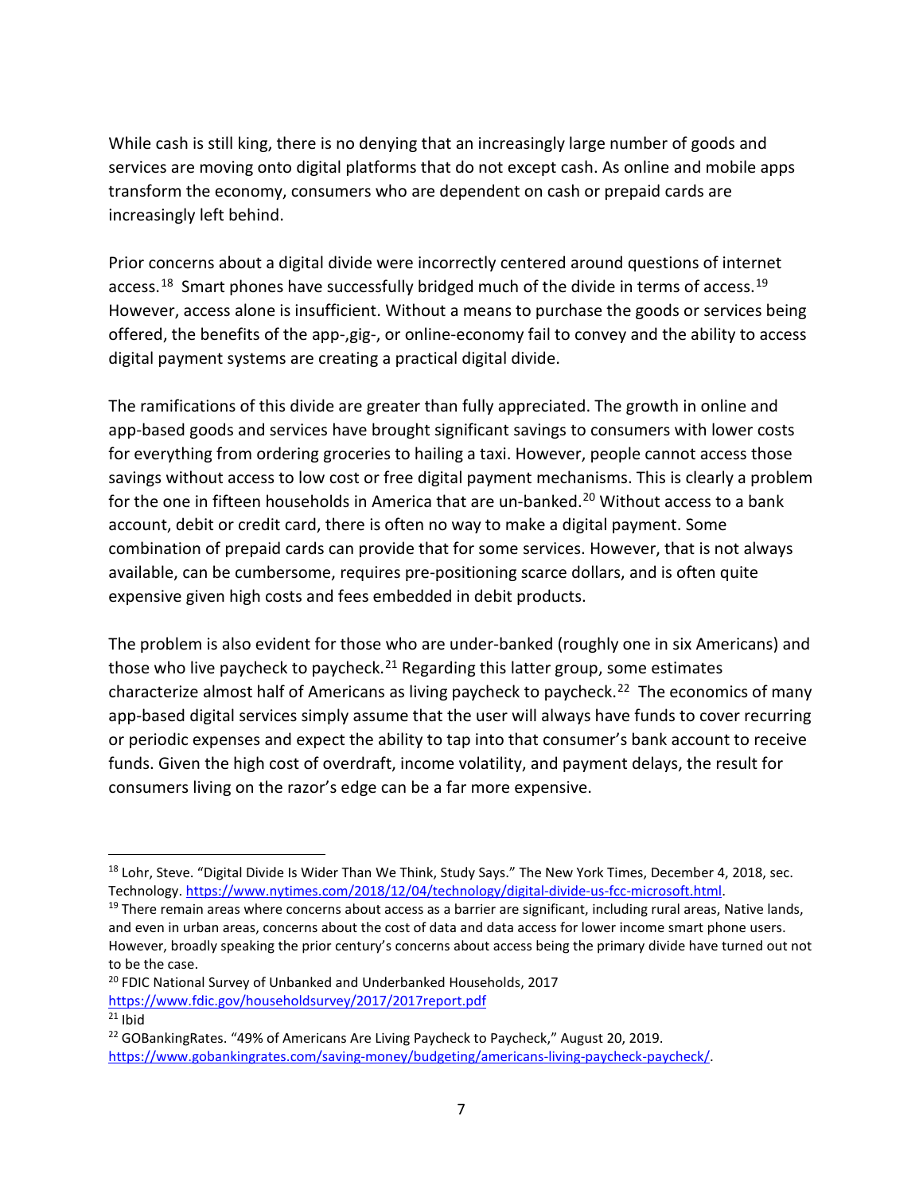While cash is still king, there is no denying that an increasingly large number of goods and services are moving onto digital platforms that do not except cash. As online and mobile apps transform the economy, consumers who are dependent on cash or prepaid cards are increasingly left behind.

Prior concerns about a digital divide were incorrectly centered around questions of internet access.[18] Smart phones have successfully bridged much of the divide in terms of access.[19] However, access alone is insufficient. Without a means to purchase the goods or services being offered, the benefits of the app-,gig-, or online-economy fail to convey and the ability to access digital payment systems are creating a practical digital divide.

The ramifications of this divide are greater than fully appreciated. The growth in online and app-based goods and services have brought significant savings to consumers with lower costs for everything from ordering groceries to hailing a taxi. However, people cannot access those savings without access to low cost or free digital payment mechanisms. This is clearly a problem for the one in fifteen households in America that are un-banked.[20] Without access to a bank account, debit or credit card, there is often no way to make a digital payment. Some combination of prepaid cards can provide that for some services. However, that is not always available, can be cumbersome, requires pre-positioning scarce dollars, and is often quite expensive given high costs and fees embedded in debit products.

The problem is also evident for those who are under-banked (roughly one in six Americans) and those who live paycheck to paycheck.[21] Regarding this latter group, some estimates characterize almost half of Americans as living paycheck to paycheck.[22] The economics of many app-based digital services simply assume that the user will always have funds to cover recurring or periodic expenses and expect the ability to tap into that consumer's bank account to receive funds. Given the high cost of overdraft, income volatility, and payment delays, the result for consumers living on the razor's edge can be a far more expensive.

---

[18] Lohr, Steve. "Digital Divide Is Wider Than We Think, Study Says." The New York Times, December 4, 2018, sec. Technology. https://www.nytimes.com/2018/12/04/technology/digital-divide-us-fcc-microsoft.html.

[19] There remain areas where concerns about access as a barrier are significant, including rural areas, Native lands, and even in urban areas, concerns about the cost of data and data access for lower income smart phone users. However, broadly speaking the prior century's concerns about access being the primary divide have turned out not to be the case.

[20] FDIC National Survey of Unbanked and Underbanked Households, 2017 https://www.fdic.gov/householdsurvey/2017/2017report.pdf

[21] Ibid

[22] GOBankingRates. "49% of Americans Are Living Paycheck to Paycheck," August 20, 2019. https://www.gobankingrates.com/saving-money/budgeting/americans-living-paycheck-paycheck/.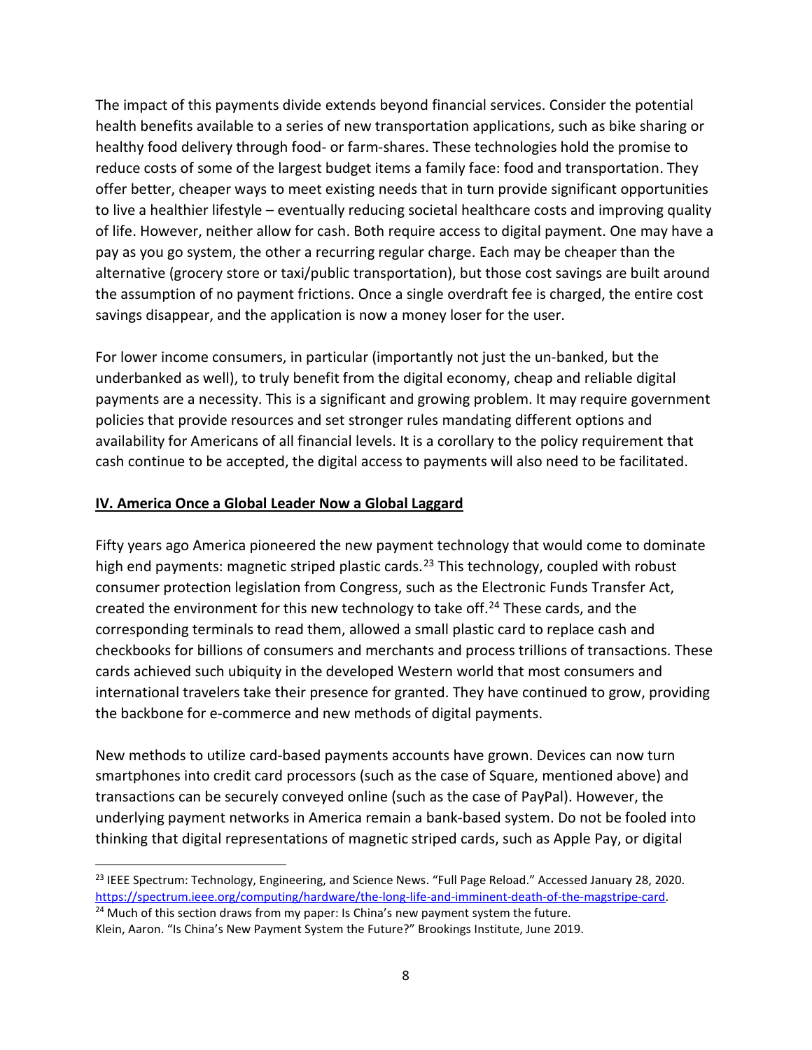The impact of this payments divide extends beyond financial services. Consider the potential health benefits available to a series of new transportation applications, such as bike sharing or healthy food delivery through food- or farm-shares. These technologies hold the promise to reduce costs of some of the largest budget items a family face: food and transportation. They offer better, cheaper ways to meet existing needs that in turn provide significant opportunities to live a healthier lifestyle – eventually reducing societal healthcare costs and improving quality of life. However, neither allow for cash. Both require access to digital payment. One may have a pay as you go system, the other a recurring regular charge. Each may be cheaper than the alternative (grocery store or taxi/public transportation), but those cost savings are built around the assumption of no payment frictions. Once a single overdraft fee is charged, the entire cost savings disappear, and the application is now a money loser for the user.

For lower income consumers, in particular (importantly not just the un-banked, but the underbanked as well), to truly benefit from the digital economy, cheap and reliable digital payments are a necessity. This is a significant and growing problem. It may require government policies that provide resources and set stronger rules mandating different options and availability for Americans of all financial levels. It is a corollary to the policy requirement that cash continue to be accepted, the digital access to payments will also need to be facilitated.

## IV. America Once a Global Leader Now a Global Laggard

Fifty years ago America pioneered the new payment technology that would come to dominate high end payments: magnetic striped plastic cards.[23] This technology, coupled with robust consumer protection legislation from Congress, such as the Electronic Funds Transfer Act, created the environment for this new technology to take off.[24] These cards, and the corresponding terminals to read them, allowed a small plastic card to replace cash and checkbooks for billions of consumers and merchants and process trillions of transactions. These cards achieved such ubiquity in the developed Western world that most consumers and international travelers take their presence for granted. They have continued to grow, providing the backbone for e-commerce and new methods of digital payments.

New methods to utilize card-based payments accounts have grown. Devices can now turn smartphones into credit card processors (such as the case of Square, mentioned above) and transactions can be securely conveyed online (such as the case of PayPal). However, the underlying payment networks in America remain a bank-based system. Do not be fooled into thinking that digital representations of magnetic striped cards, such as Apple Pay, or digital

---

[23] IEEE Spectrum: Technology, Engineering, and Science News. "Full Page Reload." Accessed January 28, 2020. https://spectrum.ieee.org/computing/hardware/the-long-life-and-imminent-death-of-the-magstripe-card.

[24] Much of this section draws from my paper: Is China's new payment system the future. Klein, Aaron. "Is China's New Payment System the Future?" Brookings Institute, June 2019.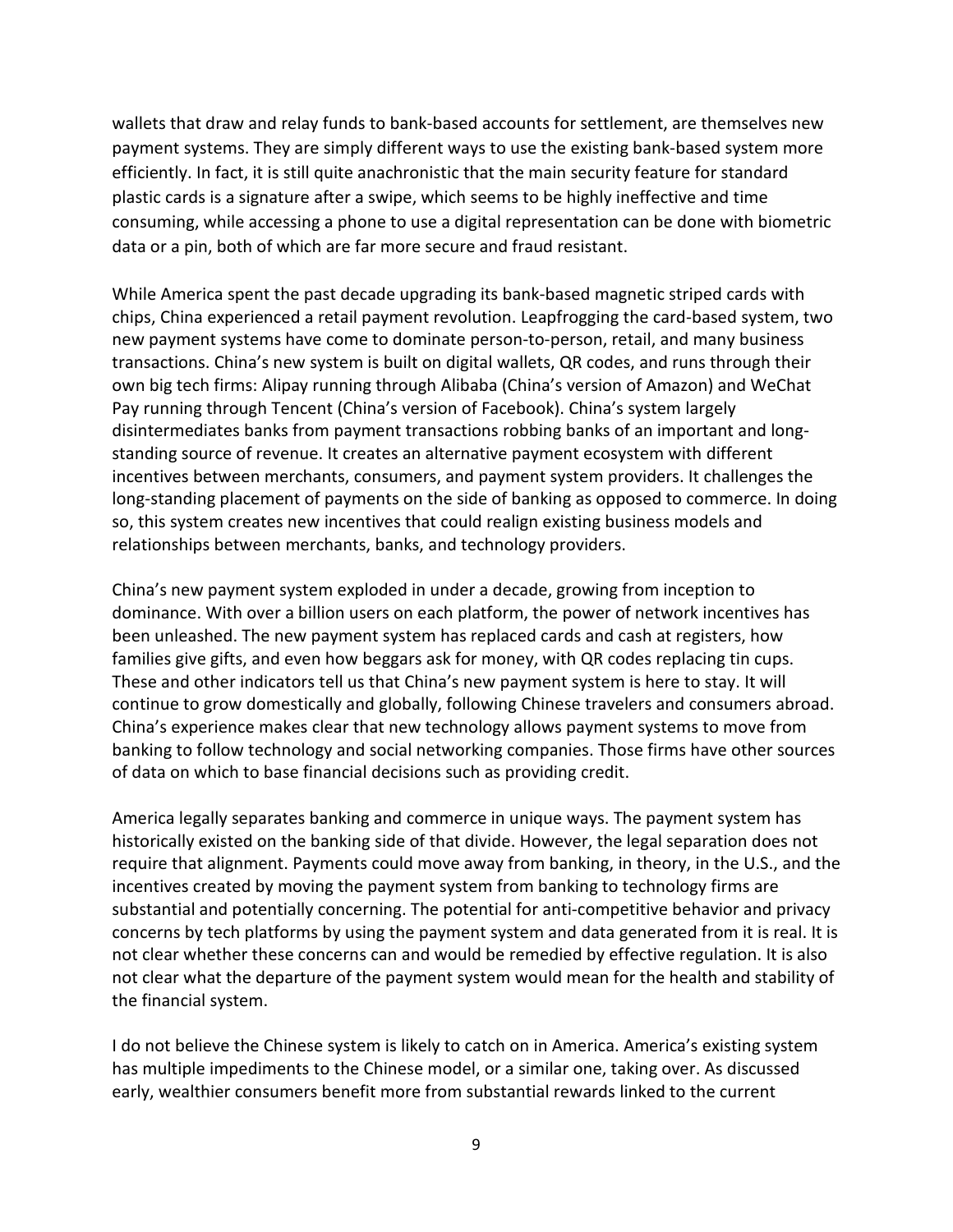wallets that draw and relay funds to bank-based accounts for settlement, are themselves new payment systems. They are simply different ways to use the existing bank-based system more efficiently. In fact, it is still quite anachronistic that the main security feature for standard plastic cards is a signature after a swipe, which seems to be highly ineffective and time consuming, while accessing a phone to use a digital representation can be done with biometric data or a pin, both of which are far more secure and fraud resistant.

While America spent the past decade upgrading its bank-based magnetic striped cards with chips, China experienced a retail payment revolution. Leapfrogging the card-based system, two new payment systems have come to dominate person-to-person, retail, and many business transactions. China's new system is built on digital wallets, QR codes, and runs through their own big tech firms: Alipay running through Alibaba (China's version of Amazon) and WeChat Pay running through Tencent (China's version of Facebook). China's system largely disintermediates banks from payment transactions robbing banks of an important and long-standing source of revenue. It creates an alternative payment ecosystem with different incentives between merchants, consumers, and payment system providers. It challenges the long-standing placement of payments on the side of banking as opposed to commerce. In doing so, this system creates new incentives that could realign existing business models and relationships between merchants, banks, and technology providers.

China's new payment system exploded in under a decade, growing from inception to dominance. With over a billion users on each platform, the power of network incentives has been unleashed. The new payment system has replaced cards and cash at registers, how families give gifts, and even how beggars ask for money, with QR codes replacing tin cups. These and other indicators tell us that China's new payment system is here to stay. It will continue to grow domestically and globally, following Chinese travelers and consumers abroad. China's experience makes clear that new technology allows payment systems to move from banking to follow technology and social networking companies. Those firms have other sources of data on which to base financial decisions such as providing credit.

America legally separates banking and commerce in unique ways. The payment system has historically existed on the banking side of that divide. However, the legal separation does not require that alignment. Payments could move away from banking, in theory, in the U.S., and the incentives created by moving the payment system from banking to technology firms are substantial and potentially concerning. The potential for anti-competitive behavior and privacy concerns by tech platforms by using the payment system and data generated from it is real. It is not clear whether these concerns can and would be remedied by effective regulation. It is also not clear what the departure of the payment system would mean for the health and stability of the financial system.

I do not believe the Chinese system is likely to catch on in America. America's existing system has multiple impediments to the Chinese model, or a similar one, taking over. As discussed early, wealthier consumers benefit more from substantial rewards linked to the current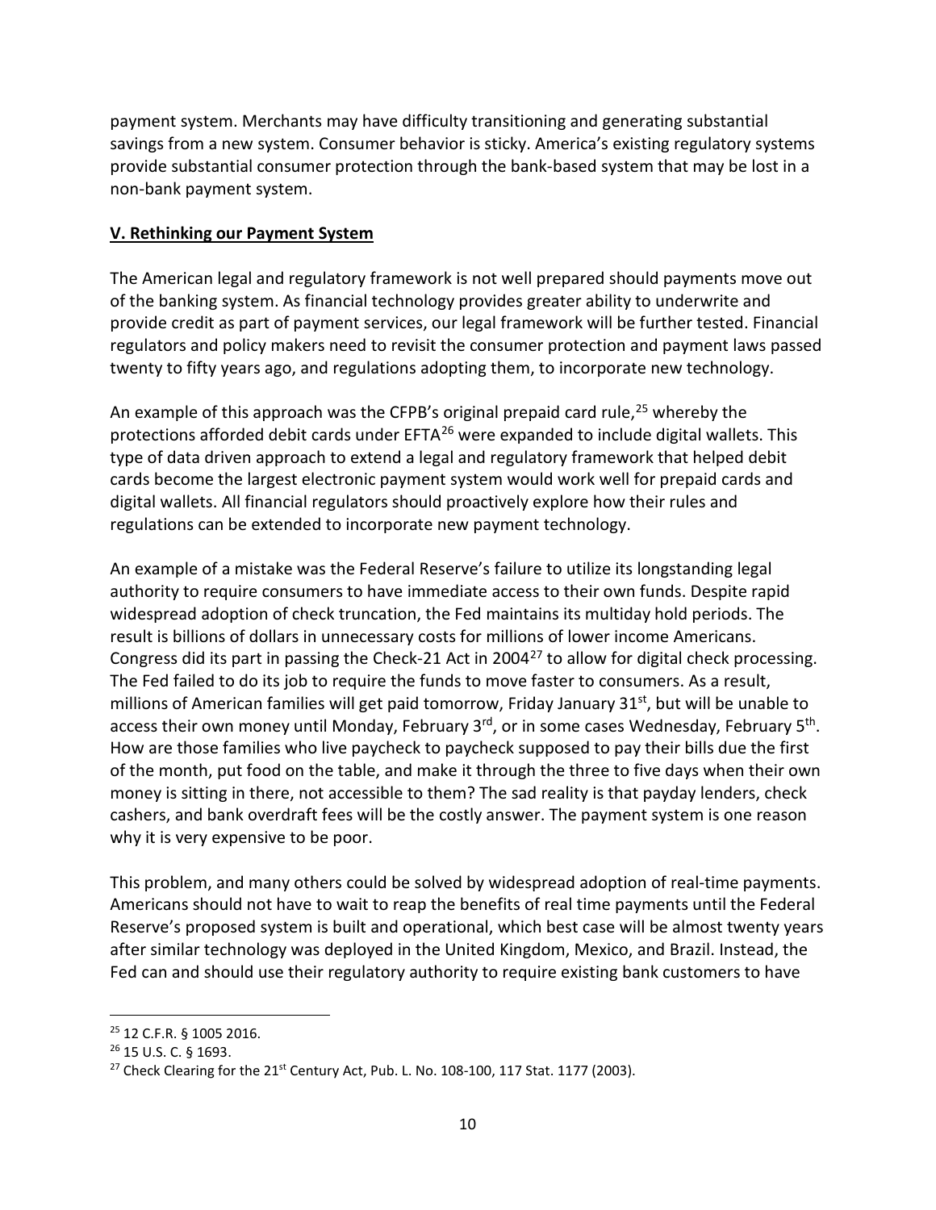payment system. Merchants may have difficulty transitioning and generating substantial savings from a new system. Consumer behavior is sticky. America's existing regulatory systems provide substantial consumer protection through the bank-based system that may be lost in a non-bank payment system.

## V. Rethinking our Payment System

The American legal and regulatory framework is not well prepared should payments move out of the banking system. As financial technology provides greater ability to underwrite and provide credit as part of payment services, our legal framework will be further tested. Financial regulators and policy makers need to revisit the consumer protection and payment laws passed twenty to fifty years ago, and regulations adopting them, to incorporate new technology.

An example of this approach was the CFPB's original prepaid card rule,[25] whereby the protections afforded debit cards under EFTA[26] were expanded to include digital wallets. This type of data driven approach to extend a legal and regulatory framework that helped debit cards become the largest electronic payment system would work well for prepaid cards and digital wallets. All financial regulators should proactively explore how their rules and regulations can be extended to incorporate new payment technology.

An example of a mistake was the Federal Reserve's failure to utilize its longstanding legal authority to require consumers to have immediate access to their own funds. Despite rapid widespread adoption of check truncation, the Fed maintains its multiday hold periods. The result is billions of dollars in unnecessary costs for millions of lower income Americans. Congress did its part in passing the Check-21 Act in 2004[27] to allow for digital check processing. The Fed failed to do its job to require the funds to move faster to consumers. As a result, millions of American families will get paid tomorrow, Friday January 31st, but will be unable to access their own money until Monday, February 3rd, or in some cases Wednesday, February 5th. How are those families who live paycheck to paycheck supposed to pay their bills due the first of the month, put food on the table, and make it through the three to five days when their own money is sitting in there, not accessible to them? The sad reality is that payday lenders, check cashers, and bank overdraft fees will be the costly answer. The payment system is one reason why it is very expensive to be poor.

This problem, and many others could be solved by widespread adoption of real-time payments. Americans should not have to wait to reap the benefits of real time payments until the Federal Reserve's proposed system is built and operational, which best case will be almost twenty years after similar technology was deployed in the United Kingdom, Mexico, and Brazil. Instead, the Fed can and should use their regulatory authority to require existing bank customers to have

---

[25] 12 C.F.R. § 1005 2016.

[26] 15 U.S. C. § 1693.

[27] Check Clearing for the 21st Century Act, Pub. L. No. 108-100, 117 Stat. 1177 (2003).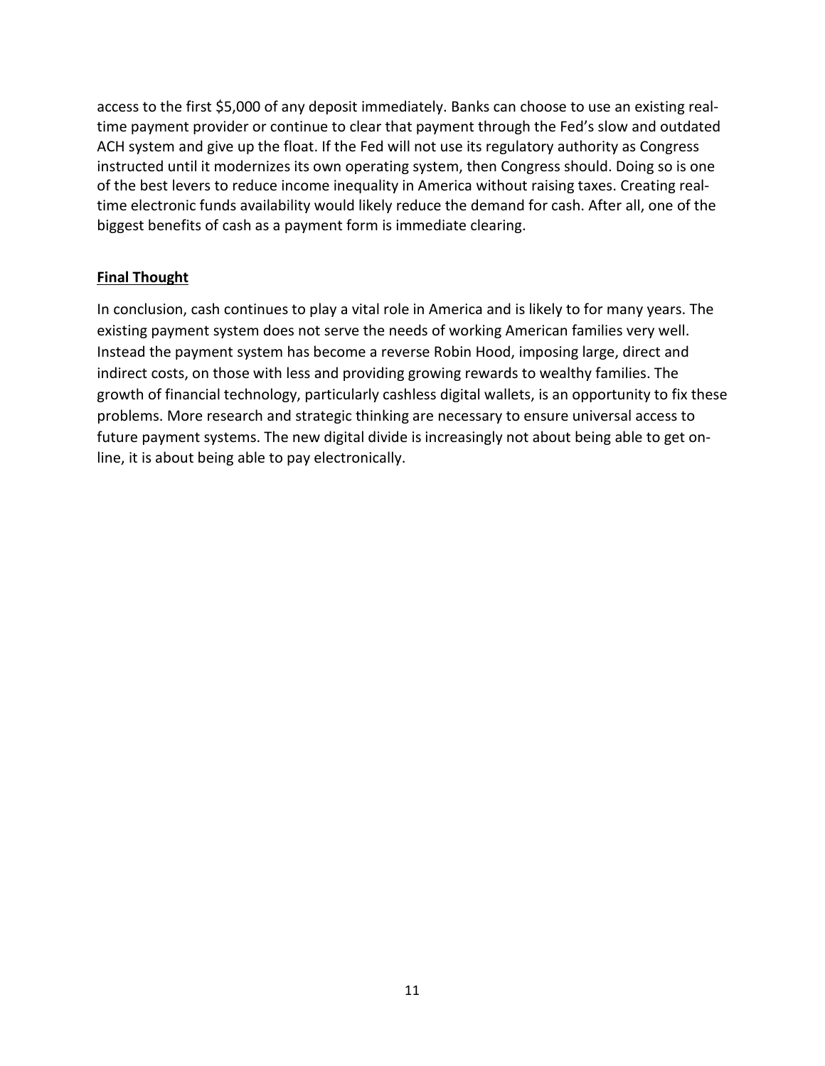access to the first $5,000 of any deposit immediately. Banks can choose to use an existing real-time payment provider or continue to clear that payment through the Fed's slow and outdated ACH system and give up the float. If the Fed will not use its regulatory authority as Congress instructed until it modernizes its own operating system, then Congress should. Doing so is one of the best levers to reduce income inequality in America without raising taxes. Creating real-time electronic funds availability would likely reduce the demand for cash. After all, one of the biggest benefits of cash as a payment form is immediate clearing.

## Final Thought

In conclusion, cash continues to play a vital role in America and is likely to for many years. The existing payment system does not serve the needs of working American families very well. Instead the payment system has become a reverse Robin Hood, imposing large, direct and indirect costs, on those with less and providing growing rewards to wealthy families. The growth of financial technology, particularly cashless digital wallets, is an opportunity to fix these problems. More research and strategic thinking are necessary to ensure universal access to future payment systems. The new digital divide is increasingly not about being able to get on-line, it is about being able to pay electronically.